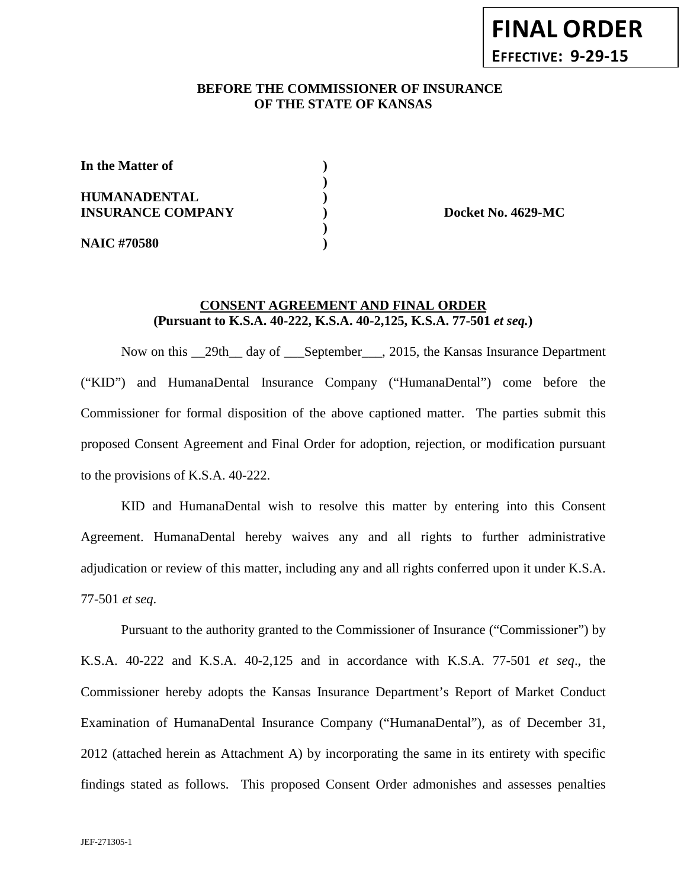**FINAL ORDER**
**EFFECTIVE: 9-29-15**

**BEFORE THE COMMISSIONER OF INSURANCE**
**OF THE STATE OF KANSAS**

| | | |
|---|---|---|
| **In the Matter of** | **)** | |
| | **)** | |
| **HUMANADENTAL** | **)** | |
| **INSURANCE COMPANY** | **)** | **Docket No. 4629-MC** |
| | **)** | |
| **NAIC #70580** | **)** | |

**CONSENT AGREEMENT AND FINAL ORDER**
**(Pursuant to K.S.A. 40-222, K.S.A. 40-2,125, K.S.A. 77-501 *et seq.*)**

Now on this __29th__ day of ___September___, 2015, the Kansas Insurance Department ("KID") and HumanaDental Insurance Company ("HumanaDental") come before the Commissioner for formal disposition of the above captioned matter. The parties submit this proposed Consent Agreement and Final Order for adoption, rejection, or modification pursuant to the provisions of K.S.A. 40-222.

KID and HumanaDental wish to resolve this matter by entering into this Consent Agreement. HumanaDental hereby waives any and all rights to further administrative adjudication or review of this matter, including any and all rights conferred upon it under K.S.A. 77-501 *et seq*.

Pursuant to the authority granted to the Commissioner of Insurance ("Commissioner") by K.S.A. 40-222 and K.S.A. 40-2,125 and in accordance with K.S.A. 77-501 *et seq*., the Commissioner hereby adopts the Kansas Insurance Department's Report of Market Conduct Examination of HumanaDental Insurance Company ("HumanaDental"), as of December 31, 2012 (attached herein as Attachment A) by incorporating the same in its entirety with specific findings stated as follows. This proposed Consent Order admonishes and assesses penalties

JEF-271305-1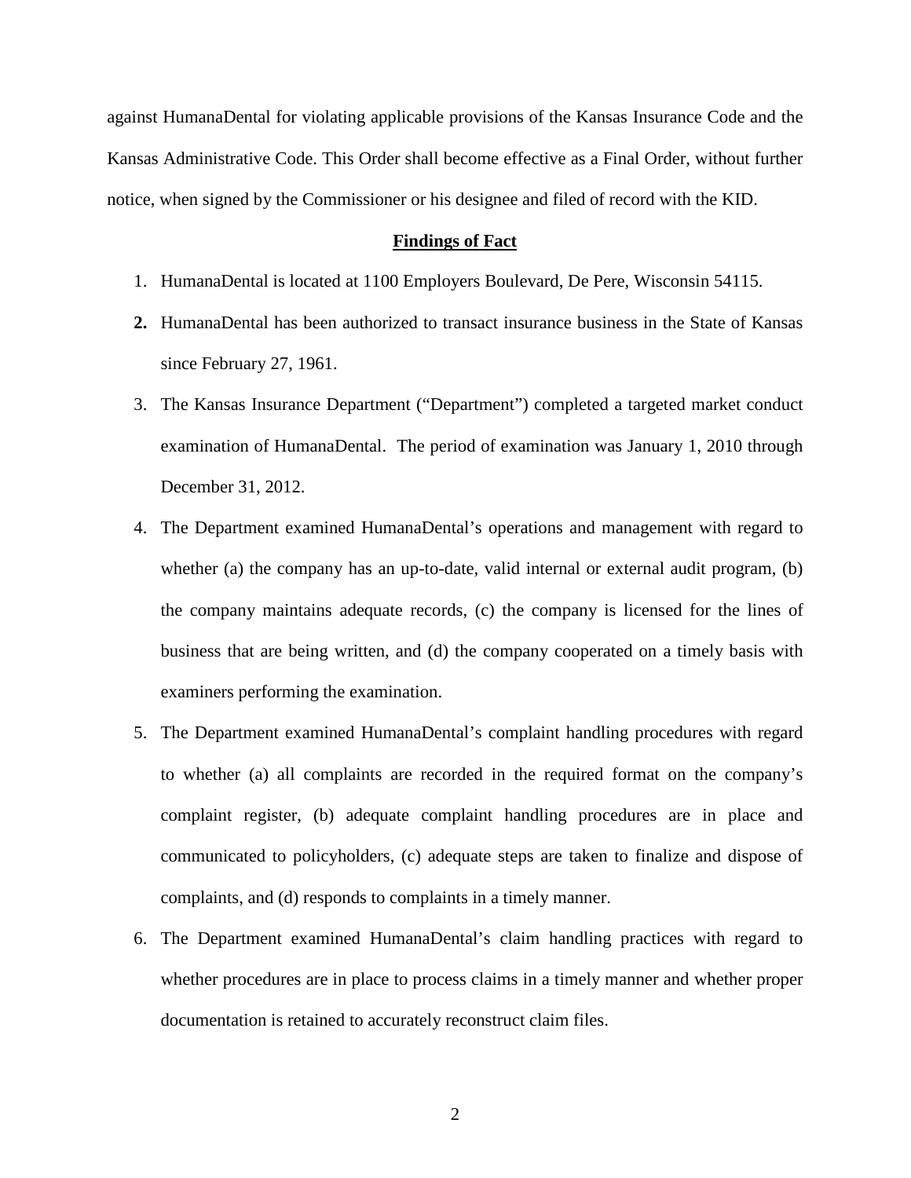against HumanaDental for violating applicable provisions of the Kansas Insurance Code and the Kansas Administrative Code. This Order shall become effective as a Final Order, without further notice, when signed by the Commissioner or his designee and filed of record with the KID.

## Findings of Fact

1. HumanaDental is located at 1100 Employers Boulevard, De Pere, Wisconsin 54115.
2. HumanaDental has been authorized to transact insurance business in the State of Kansas since February 27, 1961.
3. The Kansas Insurance Department ("Department") completed a targeted market conduct examination of HumanaDental. The period of examination was January 1, 2010 through December 31, 2012.
4. The Department examined HumanaDental's operations and management with regard to whether (a) the company has an up-to-date, valid internal or external audit program, (b) the company maintains adequate records, (c) the company is licensed for the lines of business that are being written, and (d) the company cooperated on a timely basis with examiners performing the examination.
5. The Department examined HumanaDental's complaint handling procedures with regard to whether (a) all complaints are recorded in the required format on the company's complaint register, (b) adequate complaint handling procedures are in place and communicated to policyholders, (c) adequate steps are taken to finalize and dispose of complaints, and (d) responds to complaints in a timely manner.
6. The Department examined HumanaDental's claim handling practices with regard to whether procedures are in place to process claims in a timely manner and whether proper documentation is retained to accurately reconstruct claim files.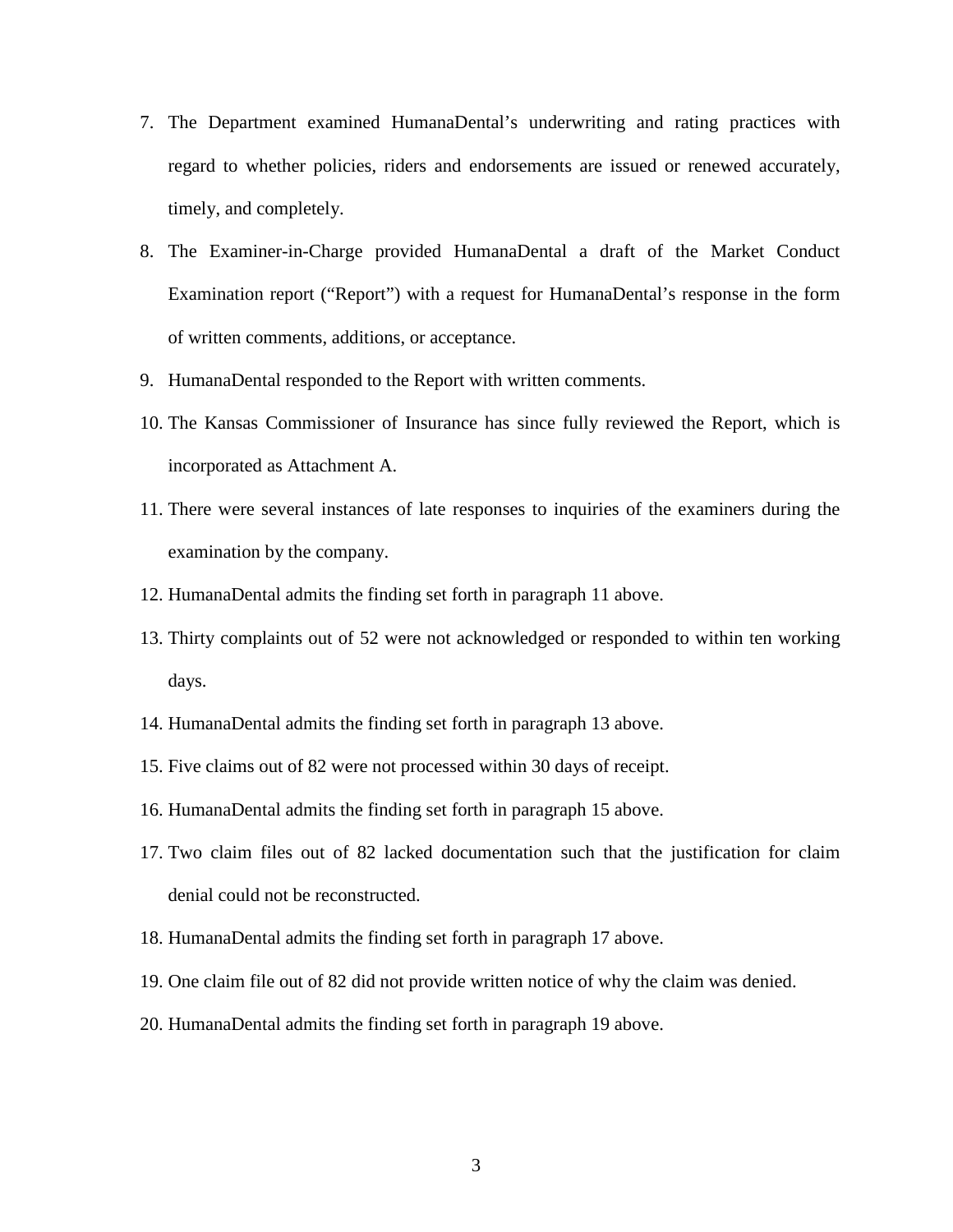7. The Department examined HumanaDental's underwriting and rating practices with regard to whether policies, riders and endorsements are issued or renewed accurately, timely, and completely.

8. The Examiner-in-Charge provided HumanaDental a draft of the Market Conduct Examination report ("Report") with a request for HumanaDental's response in the form of written comments, additions, or acceptance.

9. HumanaDental responded to the Report with written comments.

10. The Kansas Commissioner of Insurance has since fully reviewed the Report, which is incorporated as Attachment A.

11. There were several instances of late responses to inquiries of the examiners during the examination by the company.

12. HumanaDental admits the finding set forth in paragraph 11 above.

13. Thirty complaints out of 52 were not acknowledged or responded to within ten working days.

14. HumanaDental admits the finding set forth in paragraph 13 above.

15. Five claims out of 82 were not processed within 30 days of receipt.

16. HumanaDental admits the finding set forth in paragraph 15 above.

17. Two claim files out of 82 lacked documentation such that the justification for claim denial could not be reconstructed.

18. HumanaDental admits the finding set forth in paragraph 17 above.

19. One claim file out of 82 did not provide written notice of why the claim was denied.

20. HumanaDental admits the finding set forth in paragraph 19 above.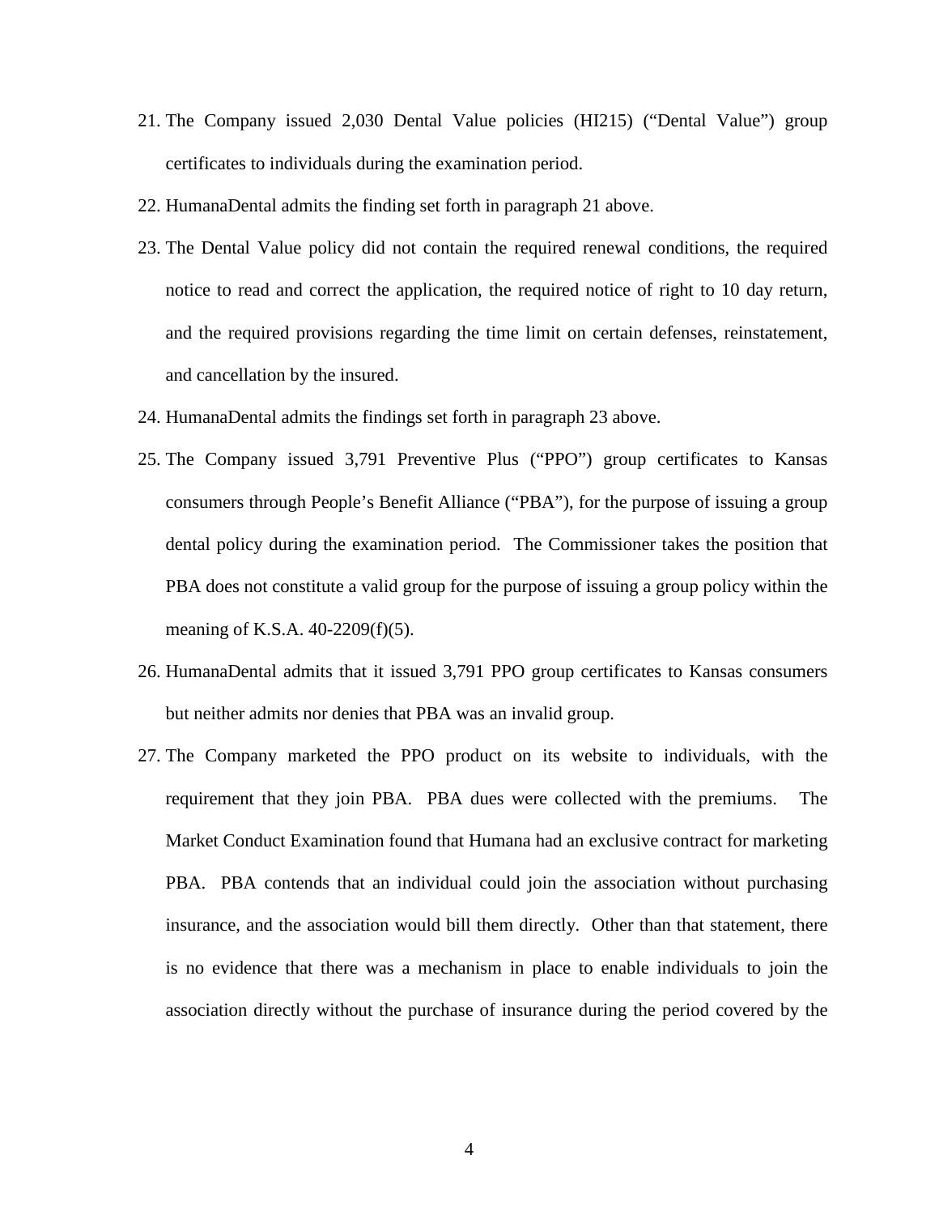21. The Company issued 2,030 Dental Value policies (HI215) ("Dental Value") group certificates to individuals during the examination period.
22. HumanaDental admits the finding set forth in paragraph 21 above.
23. The Dental Value policy did not contain the required renewal conditions, the required notice to read and correct the application, the required notice of right to 10 day return, and the required provisions regarding the time limit on certain defenses, reinstatement, and cancellation by the insured.
24. HumanaDental admits the findings set forth in paragraph 23 above.
25. The Company issued 3,791 Preventive Plus ("PPO") group certificates to Kansas consumers through People's Benefit Alliance ("PBA"), for the purpose of issuing a group dental policy during the examination period. The Commissioner takes the position that PBA does not constitute a valid group for the purpose of issuing a group policy within the meaning of K.S.A. 40-2209(f)(5).
26. HumanaDental admits that it issued 3,791 PPO group certificates to Kansas consumers but neither admits nor denies that PBA was an invalid group.
27. The Company marketed the PPO product on its website to individuals, with the requirement that they join PBA. PBA dues were collected with the premiums. The Market Conduct Examination found that Humana had an exclusive contract for marketing PBA. PBA contends that an individual could join the association without purchasing insurance, and the association would bill them directly. Other than that statement, there is no evidence that there was a mechanism in place to enable individuals to join the association directly without the purchase of insurance during the period covered by the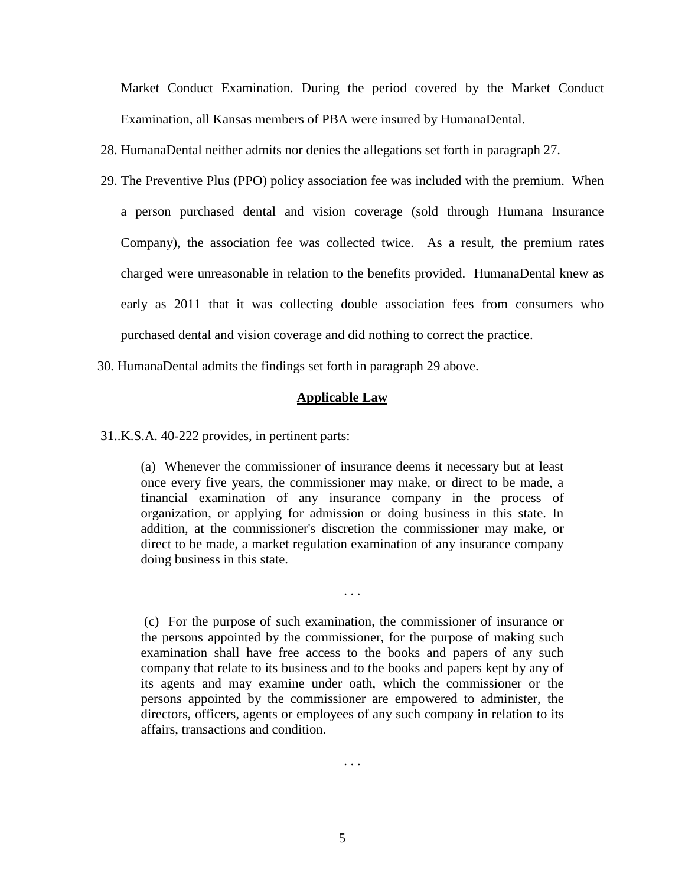Market Conduct Examination. During the period covered by the Market Conduct Examination, all Kansas members of PBA were insured by HumanaDental.

28. HumanaDental neither admits nor denies the allegations set forth in paragraph 27.

29. The Preventive Plus (PPO) policy association fee was included with the premium. When a person purchased dental and vision coverage (sold through Humana Insurance Company), the association fee was collected twice. As a result, the premium rates charged were unreasonable in relation to the benefits provided. HumanaDental knew as early as 2011 that it was collecting double association fees from consumers who purchased dental and vision coverage and did nothing to correct the practice.

30. HumanaDental admits the findings set forth in paragraph 29 above.

## Applicable Law

31..K.S.A. 40-222 provides, in pertinent parts:

> (a) Whenever the commissioner of insurance deems it necessary but at least once every five years, the commissioner may make, or direct to be made, a financial examination of any insurance company in the process of organization, or applying for admission or doing business in this state. In addition, at the commissioner's discretion the commissioner may make, or direct to be made, a market regulation examination of any insurance company doing business in this state.
>
> . . .
>
> (c) For the purpose of such examination, the commissioner of insurance or the persons appointed by the commissioner, for the purpose of making such examination shall have free access to the books and papers of any such company that relate to its business and to the books and papers kept by any of its agents and may examine under oath, which the commissioner or the persons appointed by the commissioner are empowered to administer, the directors, officers, agents or employees of any such company in relation to its affairs, transactions and condition.
>
> . . .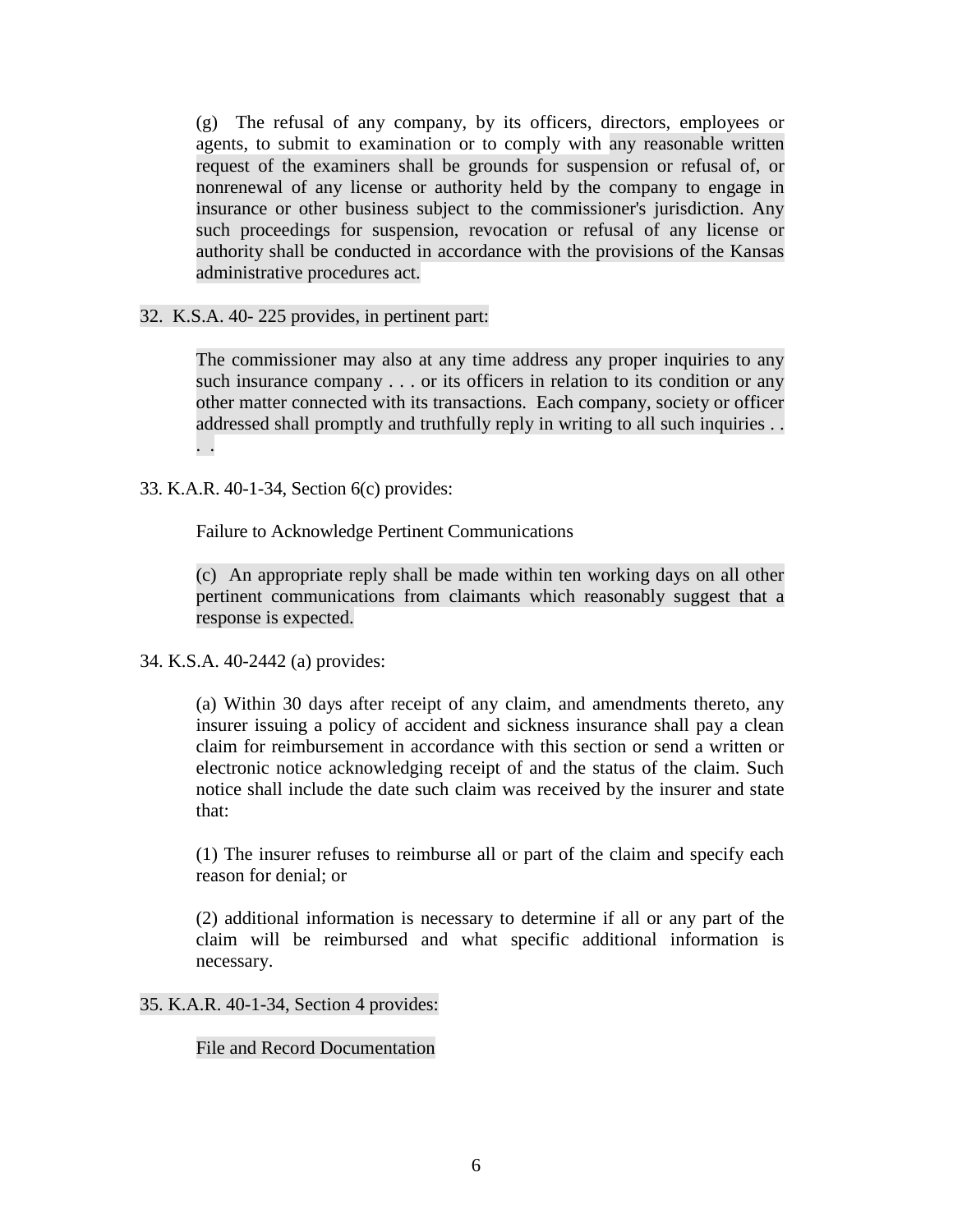> (g) The refusal of any company, by its officers, directors, employees or agents, to submit to examination or to comply with any reasonable written request of the examiners shall be grounds for suspension or refusal of, or nonrenewal of any license or authority held by the company to engage in insurance or other business subject to the commissioner's jurisdiction. Any such proceedings for suspension, revocation or refusal of any license or authority shall be conducted in accordance with the provisions of the Kansas administrative procedures act.

32. K.S.A. 40- 225 provides, in pertinent part:

> The commissioner may also at any time address any proper inquiries to any such insurance company . . . or its officers in relation to its condition or any other matter connected with its transactions. Each company, society or officer addressed shall promptly and truthfully reply in writing to all such inquiries . . . .

33. K.A.R. 40-1-34, Section 6(c) provides:

> Failure to Acknowledge Pertinent Communications
>
> (c) An appropriate reply shall be made within ten working days on all other pertinent communications from claimants which reasonably suggest that a response is expected.

34. K.S.A. 40-2442 (a) provides:

> (a) Within 30 days after receipt of any claim, and amendments thereto, any insurer issuing a policy of accident and sickness insurance shall pay a clean claim for reimbursement in accordance with this section or send a written or electronic notice acknowledging receipt of and the status of the claim. Such notice shall include the date such claim was received by the insurer and state that:
>
> (1) The insurer refuses to reimburse all or part of the claim and specify each reason for denial; or
>
> (2) additional information is necessary to determine if all or any part of the claim will be reimbursed and what specific additional information is necessary.

35. K.A.R. 40-1-34, Section 4 provides:

> File and Record Documentation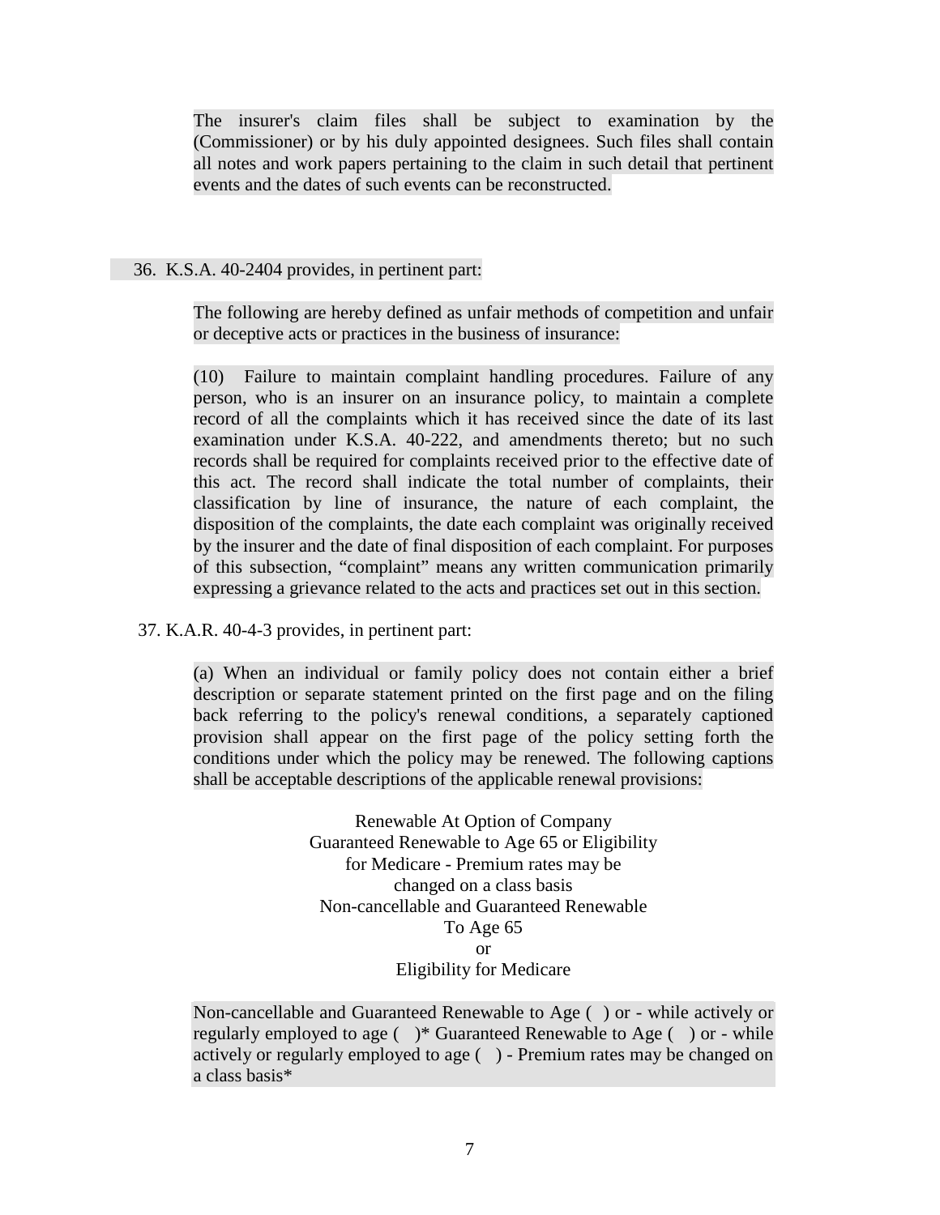> The insurer's claim files shall be subject to examination by the (Commissioner) or by his duly appointed designees. Such files shall contain all notes and work papers pertaining to the claim in such detail that pertinent events and the dates of such events can be reconstructed.

36. K.S.A. 40-2404 provides, in pertinent part:

> The following are hereby defined as unfair methods of competition and unfair or deceptive acts or practices in the business of insurance:
>
> (10) Failure to maintain complaint handling procedures. Failure of any person, who is an insurer on an insurance policy, to maintain a complete record of all the complaints which it has received since the date of its last examination under K.S.A. 40-222, and amendments thereto; but no such records shall be required for complaints received prior to the effective date of this act. The record shall indicate the total number of complaints, their classification by line of insurance, the nature of each complaint, the disposition of the complaints, the date each complaint was originally received by the insurer and the date of final disposition of each complaint. For purposes of this subsection, "complaint" means any written communication primarily expressing a grievance related to the acts and practices set out in this section.

37. K.A.R. 40-4-3 provides, in pertinent part:

> (a) When an individual or family policy does not contain either a brief description or separate statement printed on the first page and on the filing back referring to the policy's renewal conditions, a separately captioned provision shall appear on the first page of the policy setting forth the conditions under which the policy may be renewed. The following captions shall be acceptable descriptions of the applicable renewal provisions:
>
> Renewable At Option of Company
> Guaranteed Renewable to Age 65 or Eligibility for Medicare - Premium rates may be changed on a class basis
> Non-cancellable and Guaranteed Renewable To Age 65 or Eligibility for Medicare
>
> Non-cancellable and Guaranteed Renewable to Age ( ) or - while actively or regularly employed to age ( )* Guaranteed Renewable to Age ( ) or - while actively or regularly employed to age ( ) - Premium rates may be changed on a class basis*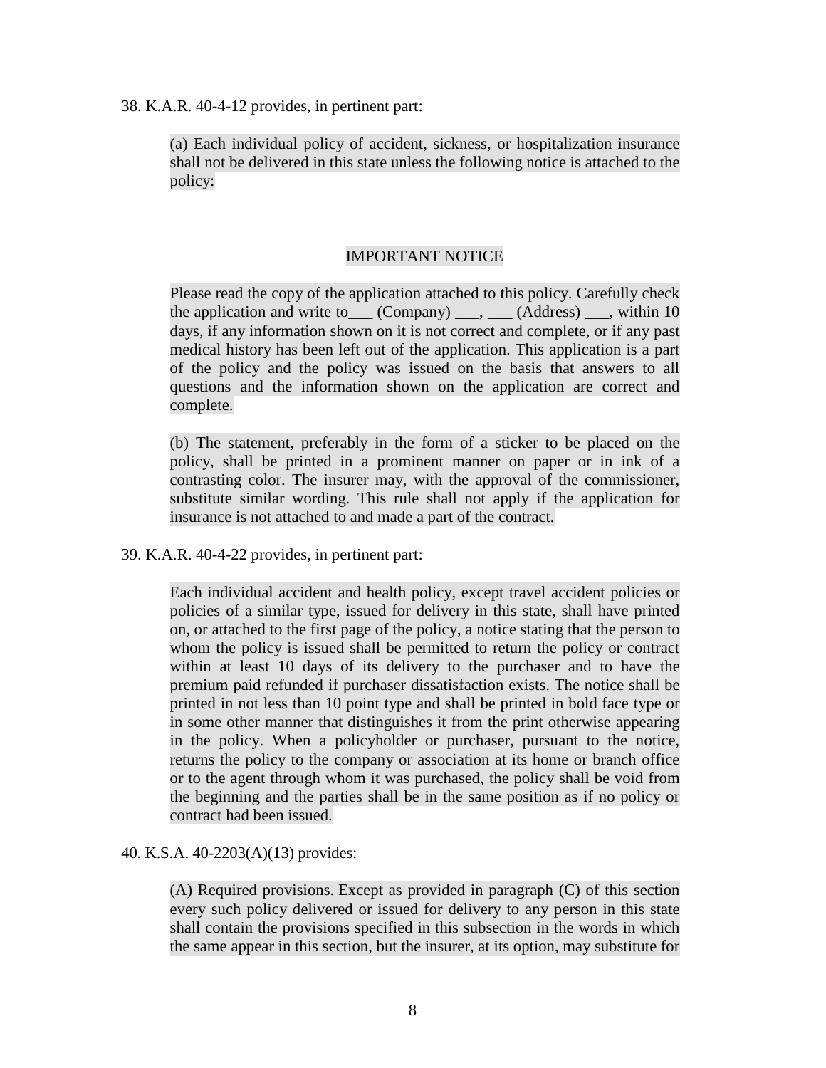38. K.A.R. 40-4-12 provides, in pertinent part:

> (a) Each individual policy of accident, sickness, or hospitalization insurance shall not be delivered in this state unless the following notice is attached to the policy:
>
> IMPORTANT NOTICE
>
> Please read the copy of the application attached to this policy. Carefully check the application and write to___ (Company) ___, ___ (Address) ___, within 10 days, if any information shown on it is not correct and complete, or if any past medical history has been left out of the application. This application is a part of the policy and the policy was issued on the basis that answers to all questions and the information shown on the application are correct and complete.
>
> (b) The statement, preferably in the form of a sticker to be placed on the policy, shall be printed in a prominent manner on paper or in ink of a contrasting color. The insurer may, with the approval of the commissioner, substitute similar wording. This rule shall not apply if the application for insurance is not attached to and made a part of the contract.

39. K.A.R. 40-4-22 provides, in pertinent part:

> Each individual accident and health policy, except travel accident policies or policies of a similar type, issued for delivery in this state, shall have printed on, or attached to the first page of the policy, a notice stating that the person to whom the policy is issued shall be permitted to return the policy or contract within at least 10 days of its delivery to the purchaser and to have the premium paid refunded if purchaser dissatisfaction exists. The notice shall be printed in not less than 10 point type and shall be printed in bold face type or in some other manner that distinguishes it from the print otherwise appearing in the policy. When a policyholder or purchaser, pursuant to the notice, returns the policy to the company or association at its home or branch office or to the agent through whom it was purchased, the policy shall be void from the beginning and the parties shall be in the same position as if no policy or contract had been issued.

40. K.S.A. 40-2203(A)(13) provides:

> (A) Required provisions. Except as provided in paragraph (C) of this section every such policy delivered or issued for delivery to any person in this state shall contain the provisions specified in this subsection in the words in which the same appear in this section, but the insurer, at its option, may substitute for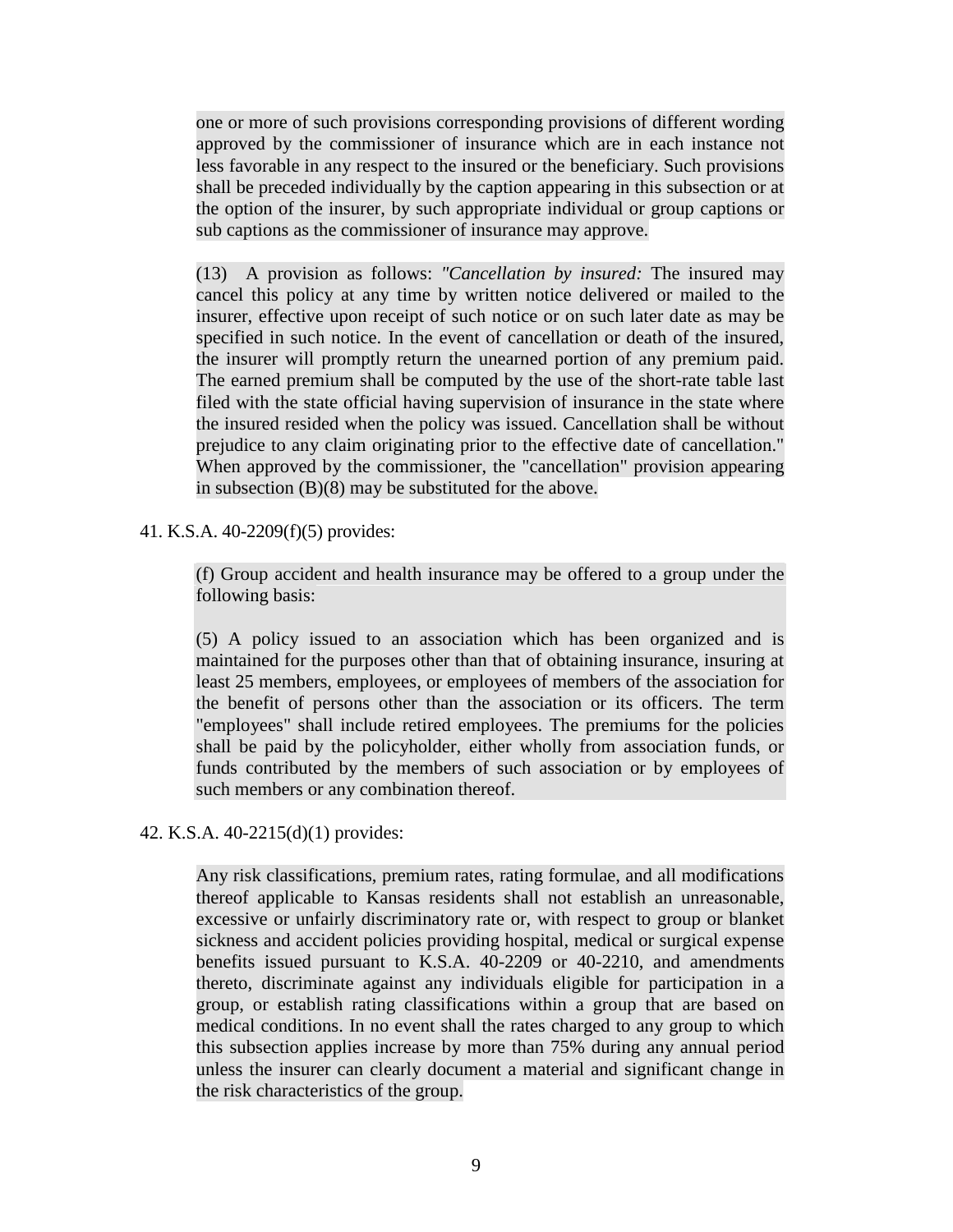> one or more of such provisions corresponding provisions of different wording approved by the commissioner of insurance which are in each instance not less favorable in any respect to the insured or the beneficiary. Such provisions shall be preceded individually by the caption appearing in this subsection or at the option of the insurer, by such appropriate individual or group captions or sub captions as the commissioner of insurance may approve.
>
> (13) A provision as follows: *"Cancellation by insured:* The insured may cancel this policy at any time by written notice delivered or mailed to the insurer, effective upon receipt of such notice or on such later date as may be specified in such notice. In the event of cancellation or death of the insured, the insurer will promptly return the unearned portion of any premium paid. The earned premium shall be computed by the use of the short-rate table last filed with the state official having supervision of insurance in the state where the insured resided when the policy was issued. Cancellation shall be without prejudice to any claim originating prior to the effective date of cancellation." When approved by the commissioner, the "cancellation" provision appearing in subsection (B)(8) may be substituted for the above.

41. K.S.A. 40-2209(f)(5) provides:

> (f) Group accident and health insurance may be offered to a group under the following basis:
>
> (5) A policy issued to an association which has been organized and is maintained for the purposes other than that of obtaining insurance, insuring at least 25 members, employees, or employees of members of the association for the benefit of persons other than the association or its officers. The term "employees" shall include retired employees. The premiums for the policies shall be paid by the policyholder, either wholly from association funds, or funds contributed by the members of such association or by employees of such members or any combination thereof.

42. K.S.A. 40-2215(d)(1) provides:

> Any risk classifications, premium rates, rating formulae, and all modifications thereof applicable to Kansas residents shall not establish an unreasonable, excessive or unfairly discriminatory rate or, with respect to group or blanket sickness and accident policies providing hospital, medical or surgical expense benefits issued pursuant to K.S.A. 40-2209 or 40-2210, and amendments thereto, discriminate against any individuals eligible for participation in a group, or establish rating classifications within a group that are based on medical conditions. In no event shall the rates charged to any group to which this subsection applies increase by more than 75% during any annual period unless the insurer can clearly document a material and significant change in the risk characteristics of the group.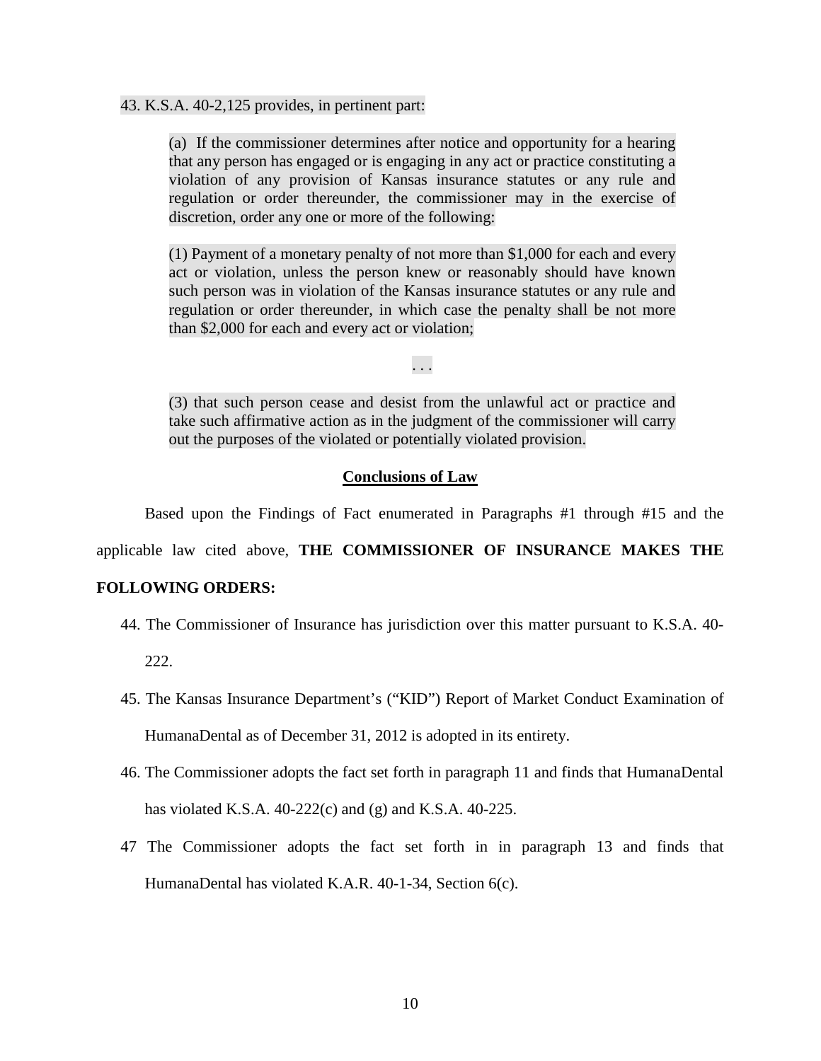43. K.S.A. 40-2,125 provides, in pertinent part:

> (a) If the commissioner determines after notice and opportunity for a hearing that any person has engaged or is engaging in any act or practice constituting a violation of any provision of Kansas insurance statutes or any rule and regulation or order thereunder, the commissioner may in the exercise of discretion, order any one or more of the following:
>
> (1) Payment of a monetary penalty of not more than $1,000 for each and every act or violation, unless the person knew or reasonably should have known such person was in violation of the Kansas insurance statutes or any rule and regulation or order thereunder, in which case the penalty shall be not more than $2,000 for each and every act or violation;
>
> . . .
>
> (3) that such person cease and desist from the unlawful act or practice and take such affirmative action as in the judgment of the commissioner will carry out the purposes of the violated or potentially violated provision.

## Conclusions of Law

Based upon the Findings of Fact enumerated in Paragraphs #1 through #15 and the applicable law cited above, **THE COMMISSIONER OF INSURANCE MAKES THE FOLLOWING ORDERS:**

44. The Commissioner of Insurance has jurisdiction over this matter pursuant to K.S.A. 40-222.

45. The Kansas Insurance Department's ("KID") Report of Market Conduct Examination of HumanaDental as of December 31, 2012 is adopted in its entirety.

46. The Commissioner adopts the fact set forth in paragraph 11 and finds that HumanaDental has violated K.S.A. 40-222(c) and (g) and K.S.A. 40-225.

47 The Commissioner adopts the fact set forth in in paragraph 13 and finds that HumanaDental has violated K.A.R. 40-1-34, Section 6(c).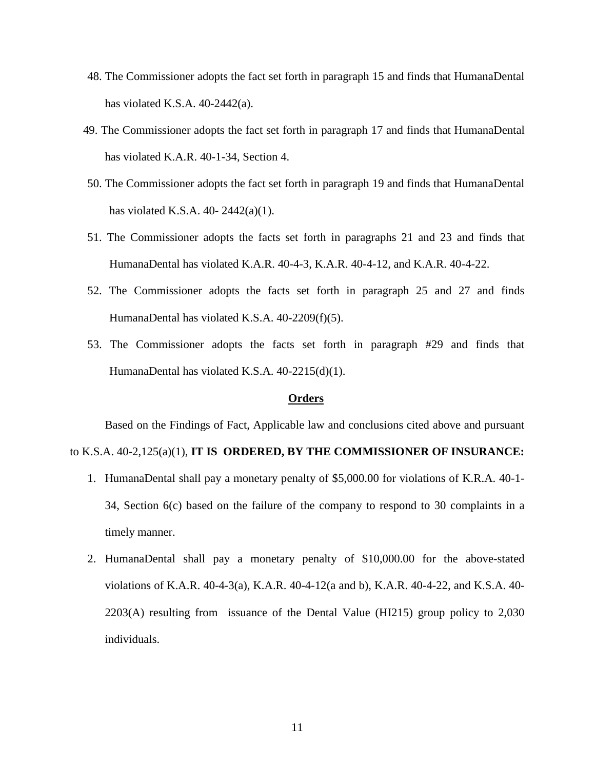48. The Commissioner adopts the fact set forth in paragraph 15 and finds that HumanaDental has violated K.S.A. 40-2442(a).

49. The Commissioner adopts the fact set forth in paragraph 17 and finds that HumanaDental has violated K.A.R. 40-1-34, Section 4.

50. The Commissioner adopts the fact set forth in paragraph 19 and finds that HumanaDental has violated K.S.A. 40- 2442(a)(1).

51. The Commissioner adopts the facts set forth in paragraphs 21 and 23 and finds that HumanaDental has violated K.A.R. 40-4-3, K.A.R. 40-4-12, and K.A.R. 40-4-22.

52. The Commissioner adopts the facts set forth in paragraph 25 and 27 and finds HumanaDental has violated K.S.A. 40-2209(f)(5).

53. The Commissioner adopts the facts set forth in paragraph #29 and finds that HumanaDental has violated K.S.A. 40-2215(d)(1).

## Orders

Based on the Findings of Fact, Applicable law and conclusions cited above and pursuant to K.S.A. 40-2,125(a)(1), **IT IS ORDERED, BY THE COMMISSIONER OF INSURANCE:**

1. HumanaDental shall pay a monetary penalty of $5,000.00 for violations of K.R.A. 40-1-34, Section 6(c) based on the failure of the company to respond to 30 complaints in a timely manner.

2. HumanaDental shall pay a monetary penalty of $10,000.00 for the above-stated violations of K.A.R. 40-4-3(a), K.A.R. 40-4-12(a and b), K.A.R. 40-4-22, and K.S.A. 40-2203(A) resulting from issuance of the Dental Value (HI215) group policy to 2,030 individuals.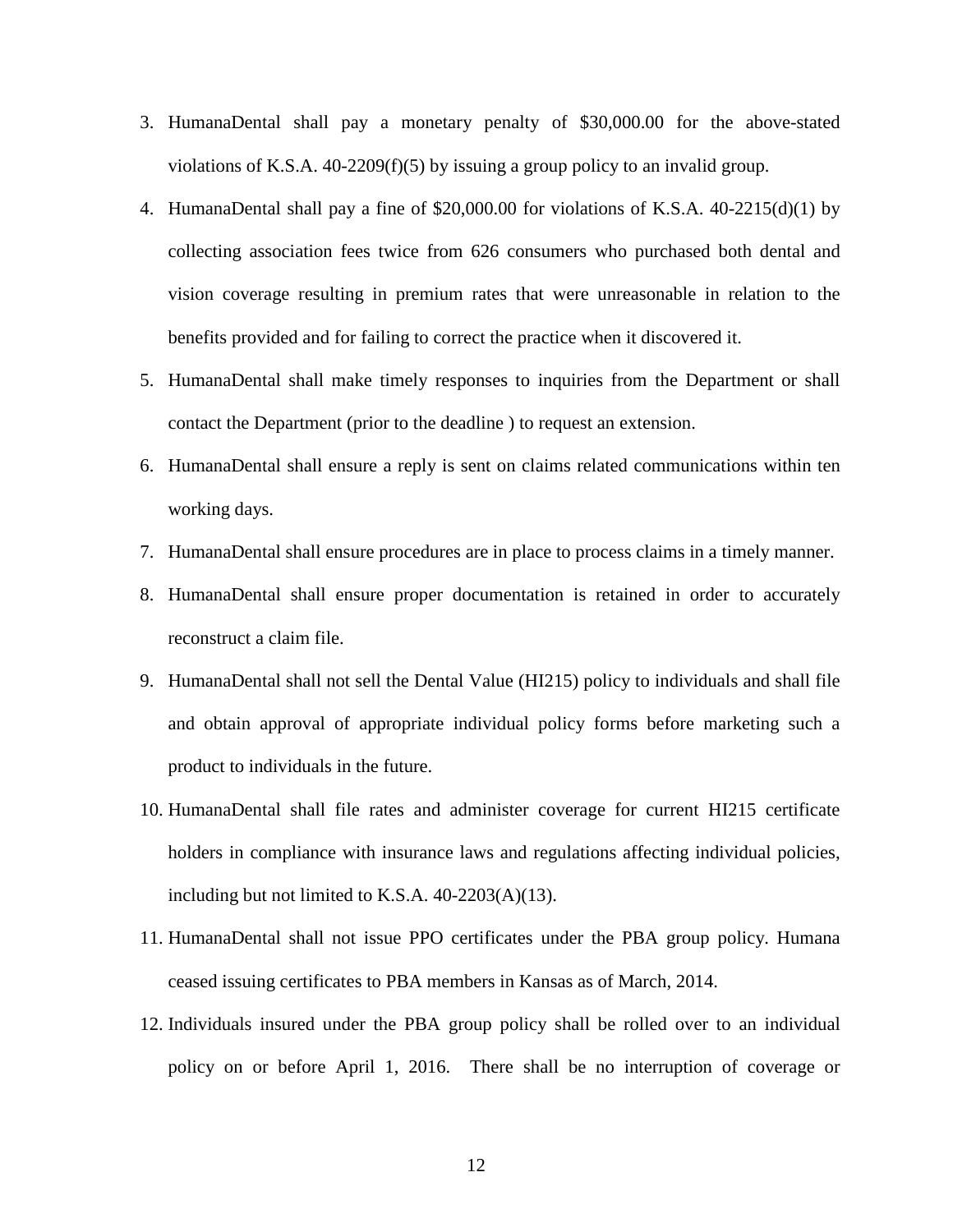3. HumanaDental shall pay a monetary penalty of $30,000.00 for the above-stated violations of K.S.A. 40-2209(f)(5) by issuing a group policy to an invalid group.
4. HumanaDental shall pay a fine of $20,000.00 for violations of K.S.A. 40-2215(d)(1) by collecting association fees twice from 626 consumers who purchased both dental and vision coverage resulting in premium rates that were unreasonable in relation to the benefits provided and for failing to correct the practice when it discovered it.
5. HumanaDental shall make timely responses to inquiries from the Department or shall contact the Department (prior to the deadline ) to request an extension.
6. HumanaDental shall ensure a reply is sent on claims related communications within ten working days.
7. HumanaDental shall ensure procedures are in place to process claims in a timely manner.
8. HumanaDental shall ensure proper documentation is retained in order to accurately reconstruct a claim file.
9. HumanaDental shall not sell the Dental Value (HI215) policy to individuals and shall file and obtain approval of appropriate individual policy forms before marketing such a product to individuals in the future.
10. HumanaDental shall file rates and administer coverage for current HI215 certificate holders in compliance with insurance laws and regulations affecting individual policies, including but not limited to K.S.A. 40-2203(A)(13).
11. HumanaDental shall not issue PPO certificates under the PBA group policy. Humana ceased issuing certificates to PBA members in Kansas as of March, 2014.
12. Individuals insured under the PBA group policy shall be rolled over to an individual policy on or before April 1, 2016. There shall be no interruption of coverage or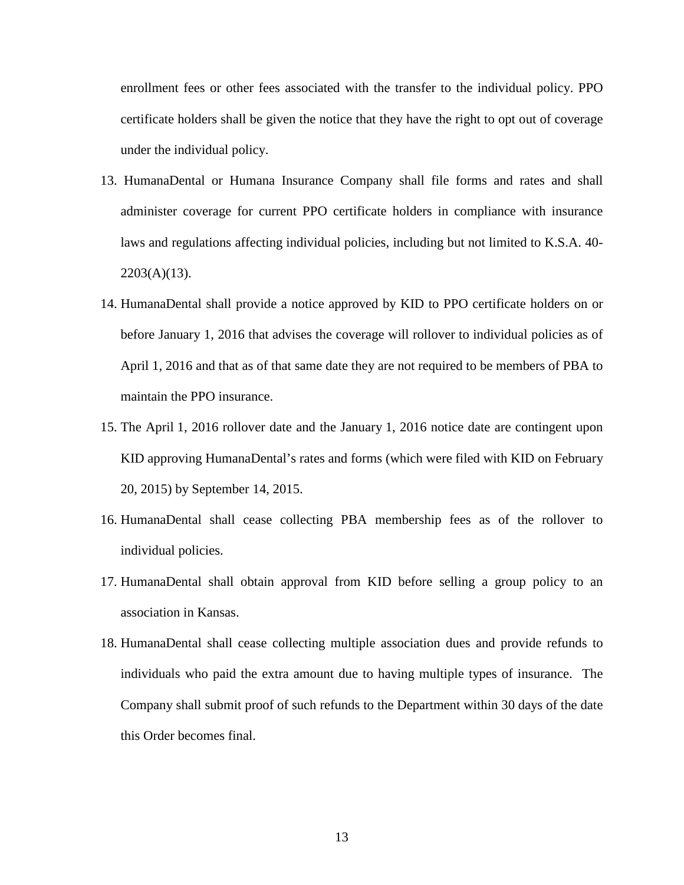enrollment fees or other fees associated with the transfer to the individual policy. PPO certificate holders shall be given the notice that they have the right to opt out of coverage under the individual policy.

13. HumanaDental or Humana Insurance Company shall file forms and rates and shall administer coverage for current PPO certificate holders in compliance with insurance laws and regulations affecting individual policies, including but not limited to K.S.A. 40-2203(A)(13).
14. HumanaDental shall provide a notice approved by KID to PPO certificate holders on or before January 1, 2016 that advises the coverage will rollover to individual policies as of April 1, 2016 and that as of that same date they are not required to be members of PBA to maintain the PPO insurance.
15. The April 1, 2016 rollover date and the January 1, 2016 notice date are contingent upon KID approving HumanaDental's rates and forms (which were filed with KID on February 20, 2015) by September 14, 2015.
16. HumanaDental shall cease collecting PBA membership fees as of the rollover to individual policies.
17. HumanaDental shall obtain approval from KID before selling a group policy to an association in Kansas.
18. HumanaDental shall cease collecting multiple association dues and provide refunds to individuals who paid the extra amount due to having multiple types of insurance. The Company shall submit proof of such refunds to the Department within 30 days of the date this Order becomes final.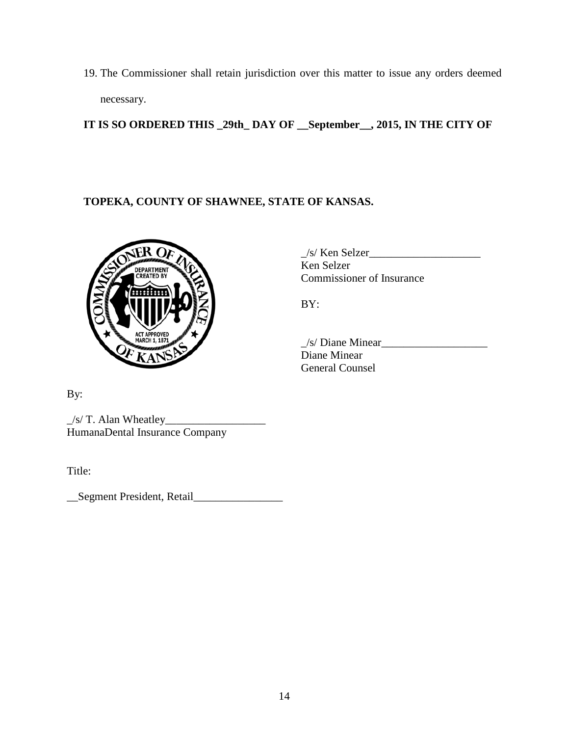19. The Commissioner shall retain jurisdiction over this matter to issue any orders deemed necessary.

**IT IS SO ORDERED THIS _29th_ DAY OF __September__, 2015, IN THE CITY OF**

**TOPEKA, COUNTY OF SHAWNEE, STATE OF KANSAS.**

_/s/ Ken Selzer____________________
Ken Selzer
Commissioner of Insurance

BY:

_/s/ Diane Minear___________________
Diane Minear
General Counsel

By:

_/s/ T. Alan Wheatley__________________
HumanaDental Insurance Company

Title:

__Segment President, Retail________________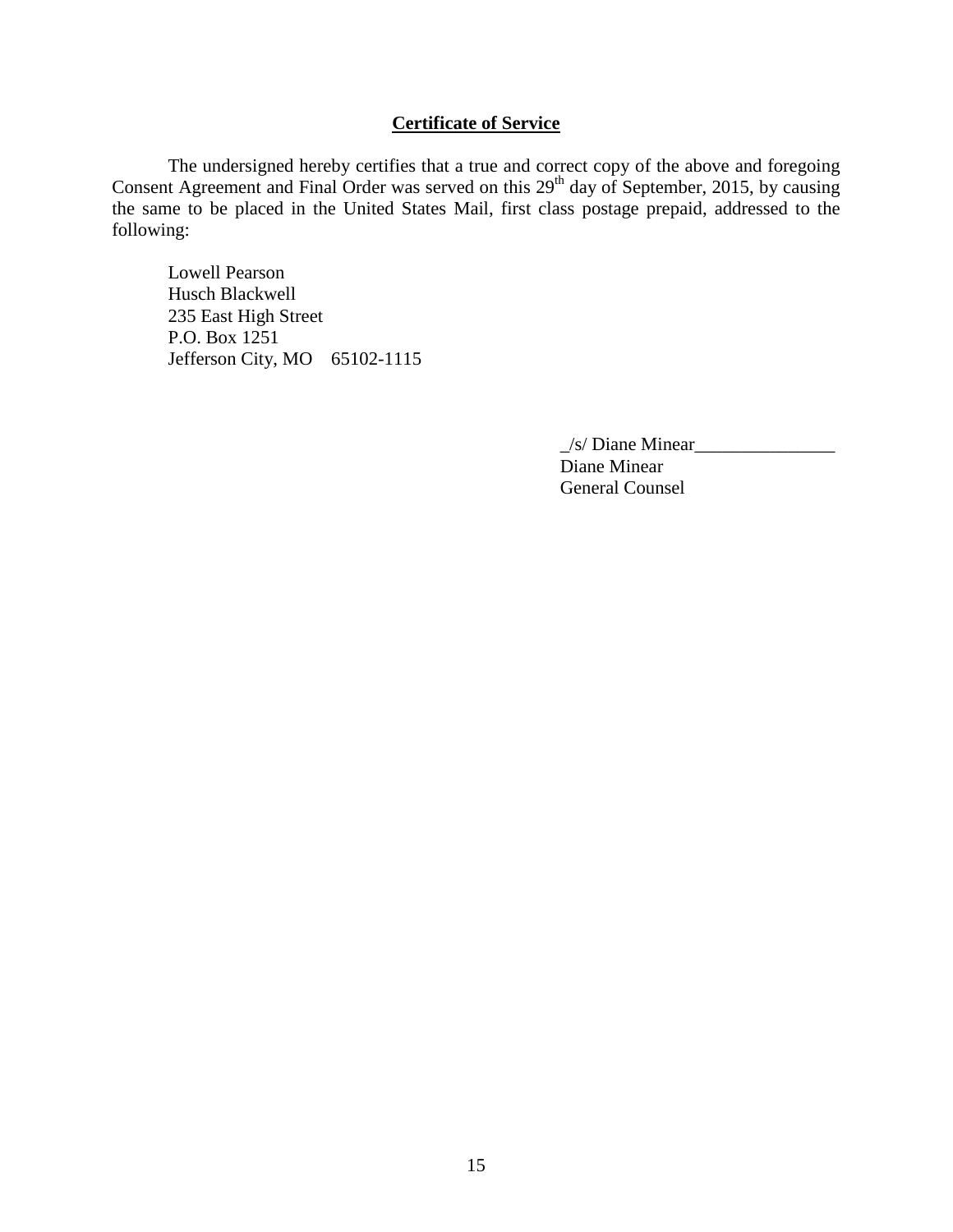**Certificate of Service**

The undersigned hereby certifies that a true and correct copy of the above and foregoing Consent Agreement and Final Order was served on this 29th day of September, 2015, by causing the same to be placed in the United States Mail, first class postage prepaid, addressed to the following:

Lowell Pearson  
Husch Blackwell  
235 East High Street  
P.O. Box 1251  
Jefferson City, MO 65102-1115

_/s/ Diane Minear_______________  
Diane Minear  
General Counsel